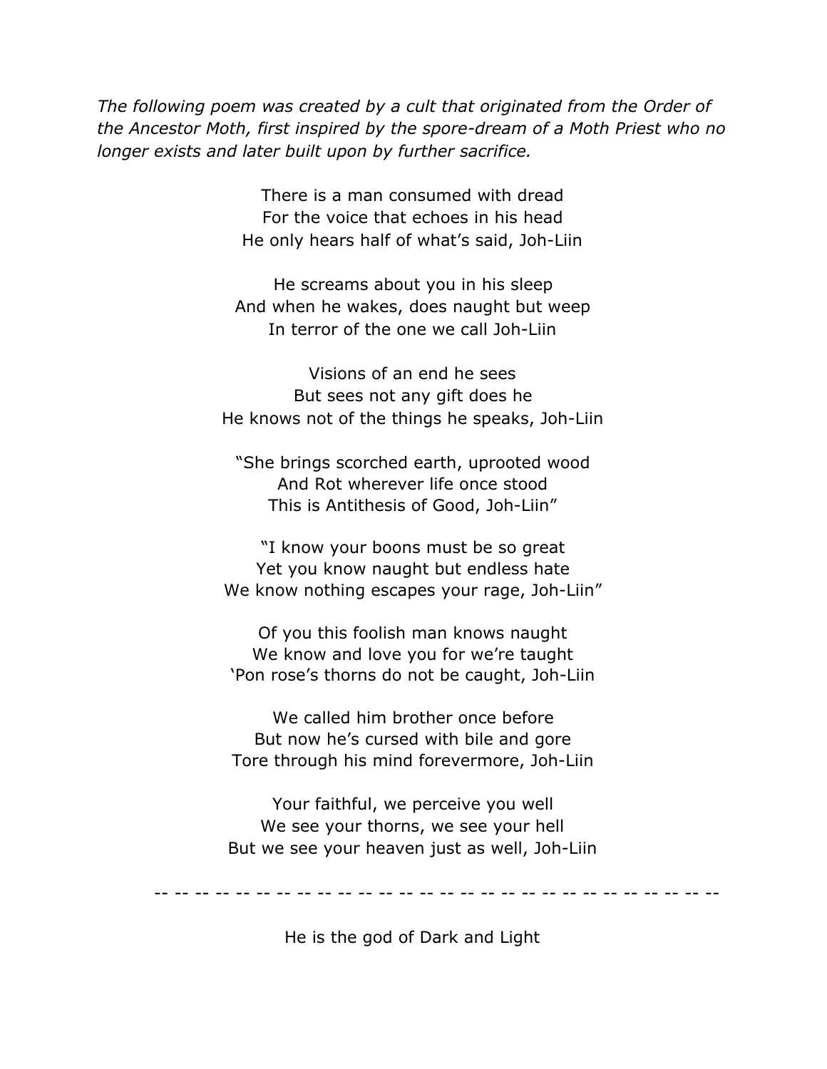*The following poem was created by a cult that originated from the Order of the Ancestor Moth, first inspired by the spore-dream of a Moth Priest who no longer exists and later built upon by further sacrifice.*

There is a man consumed with dread  
For the voice that echoes in his head  
He only hears half of what's said, Joh-Liin

He screams about you in his sleep  
And when he wakes, does naught but weep  
In terror of the one we call Joh-Liin

Visions of an end he sees  
But sees not any gift does he  
He knows not of the things he speaks, Joh-Liin

"She brings scorched earth, uprooted wood  
And Rot wherever life once stood  
This is Antithesis of Good, Joh-Liin"

"I know your boons must be so great  
Yet you know naught but endless hate  
We know nothing escapes your rage, Joh-Liin"

Of you this foolish man knows naught  
We know and love you for we're taught  
'Pon rose's thorns do not be caught, Joh-Liin

We called him brother once before  
But now he's cursed with bile and gore  
Tore through his mind forevermore, Joh-Liin

Your faithful, we perceive you well  
We see your thorns, we see your hell  
But we see your heaven just as well, Joh-Liin

-- -- -- -- -- -- -- -- -- -- -- -- -- -- -- -- -- -- -- -- -- -- -- -- -- -- --

He is the god of Dark and Light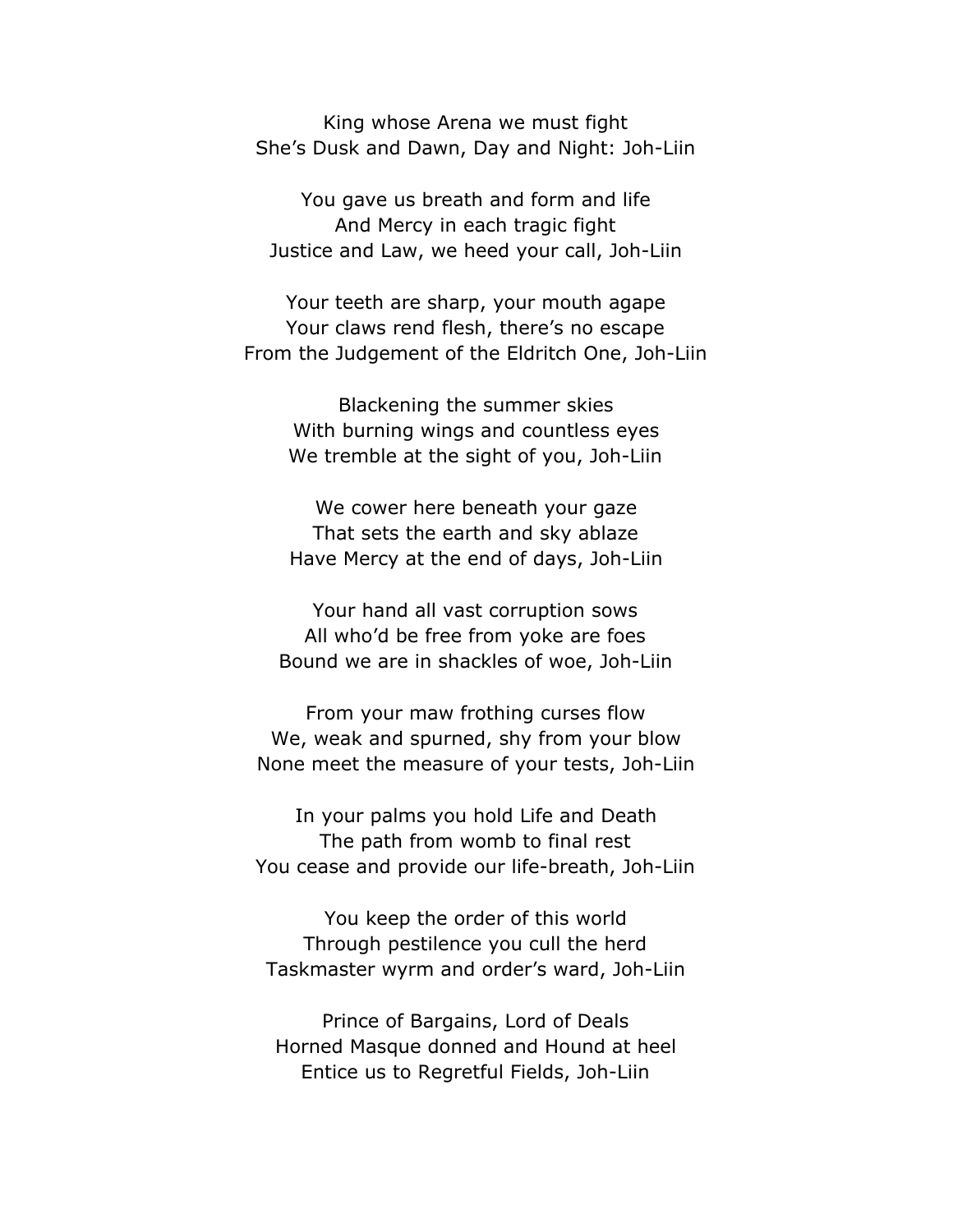King whose Arena we must fight  
She's Dusk and Dawn, Day and Night: Joh-Liin

You gave us breath and form and life  
And Mercy in each tragic fight  
Justice and Law, we heed your call, Joh-Liin

Your teeth are sharp, your mouth agape  
Your claws rend flesh, there's no escape  
From the Judgement of the Eldritch One, Joh-Liin

Blackening the summer skies  
With burning wings and countless eyes  
We tremble at the sight of you, Joh-Liin

We cower here beneath your gaze  
That sets the earth and sky ablaze  
Have Mercy at the end of days, Joh-Liin

Your hand all vast corruption sows  
All who'd be free from yoke are foes  
Bound we are in shackles of woe, Joh-Liin

From your maw frothing curses flow  
We, weak and spurned, shy from your blow  
None meet the measure of your tests, Joh-Liin

In your palms you hold Life and Death  
The path from womb to final rest  
You cease and provide our life-breath, Joh-Liin

You keep the order of this world  
Through pestilence you cull the herd  
Taskmaster wyrm and order's ward, Joh-Liin

Prince of Bargains, Lord of Deals  
Horned Masque donned and Hound at heel  
Entice us to Regretful Fields, Joh-Liin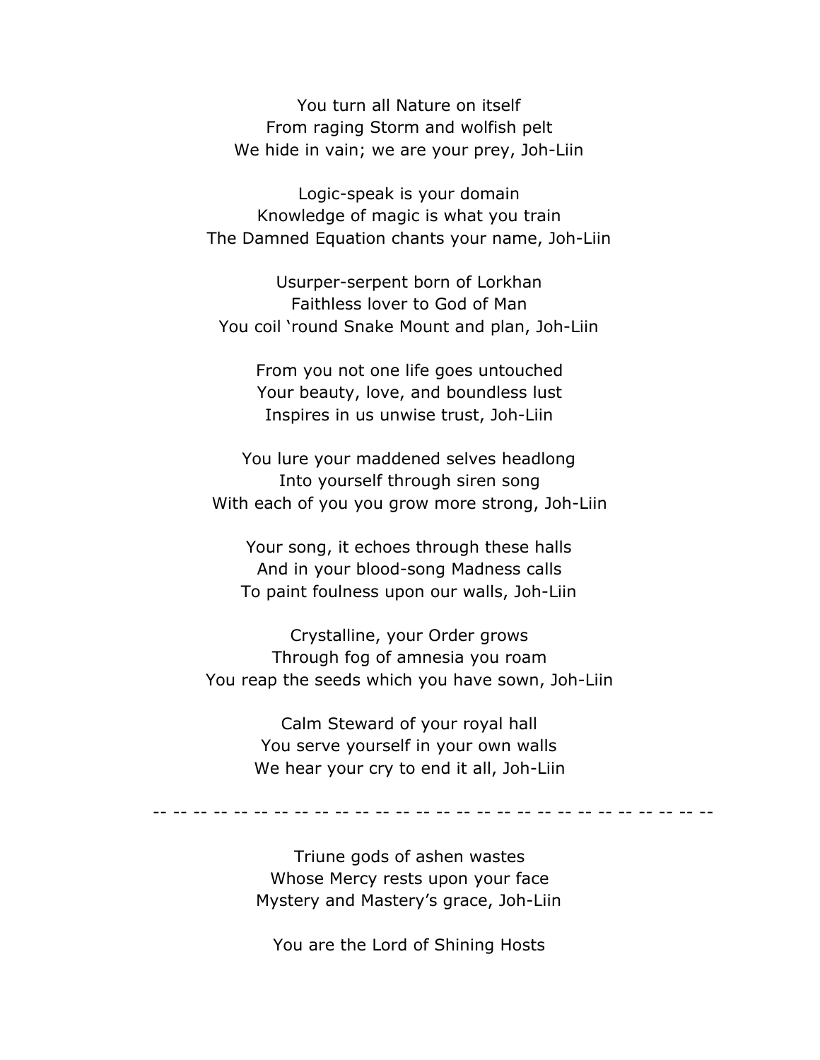You turn all Nature on itself
From raging Storm and wolfish pelt
We hide in vain; we are your prey, Joh-Liin

Logic-speak is your domain
Knowledge of magic is what you train
The Damned Equation chants your name, Joh-Liin

Usurper-serpent born of Lorkhan
Faithless lover to God of Man
You coil 'round Snake Mount and plan, Joh-Liin

From you not one life goes untouched
Your beauty, love, and boundless lust
Inspires in us unwise trust, Joh-Liin

You lure your maddened selves headlong
Into yourself through siren song
With each of you you grow more strong, Joh-Liin

Your song, it echoes through these halls
And in your blood-song Madness calls
To paint foulness upon our walls, Joh-Liin

Crystalline, your Order grows
Through fog of amnesia you roam
You reap the seeds which you have sown, Joh-Liin

Calm Steward of your royal hall
You serve yourself in your own walls
We hear your cry to end it all, Joh-Liin

-- -- -- -- -- -- -- -- -- -- -- -- -- -- -- -- -- -- -- -- -- -- -- -- -- -- -- --

Triune gods of ashen wastes
Whose Mercy rests upon your face
Mystery and Mastery's grace, Joh-Liin

You are the Lord of Shining Hosts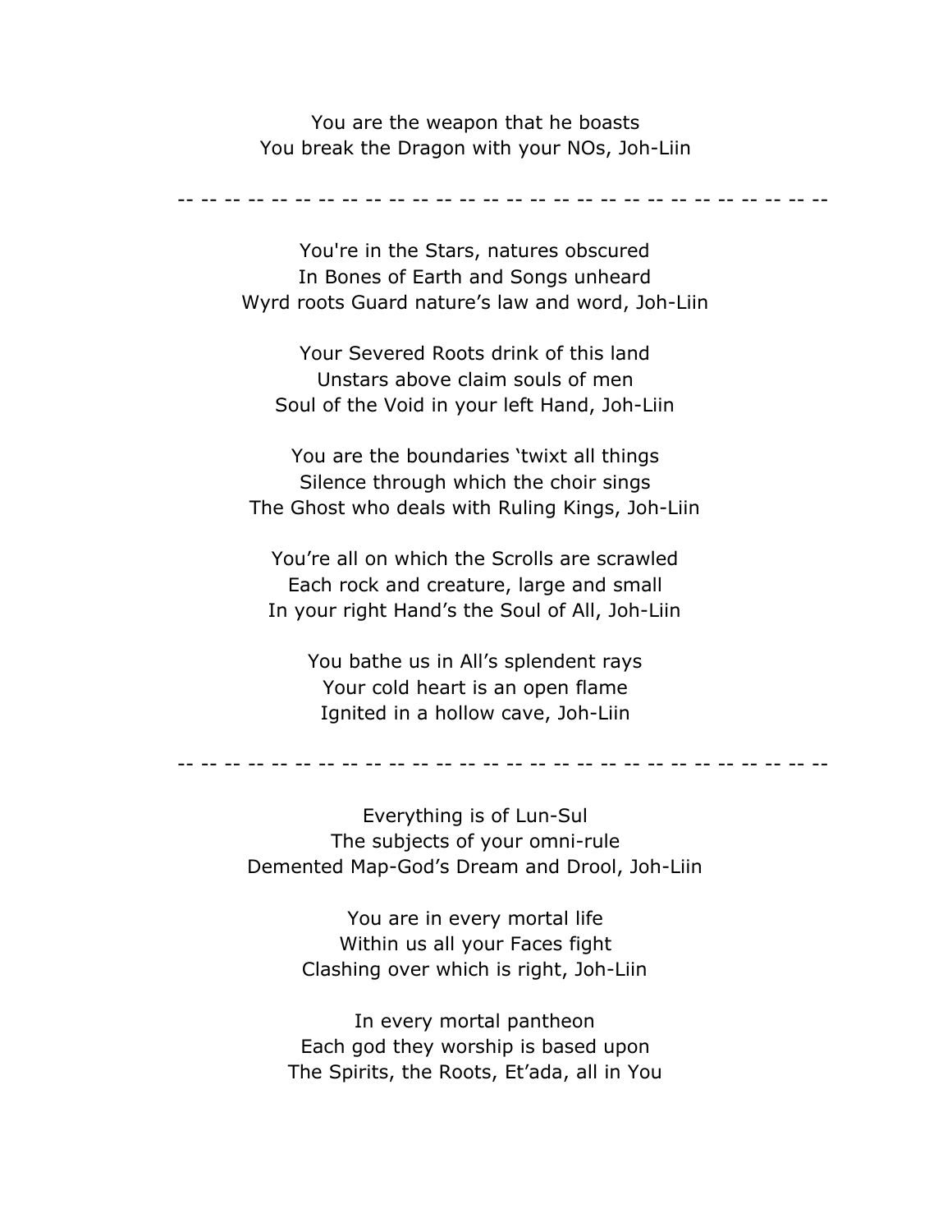You are the weapon that he boasts
You break the Dragon with your NOs, Joh-Liin

-- -- -- -- -- -- -- -- -- -- -- -- -- -- -- -- -- -- -- -- -- -- -- -- -- -- -- --

You're in the Stars, natures obscured
In Bones of Earth and Songs unheard
Wyrd roots Guard nature's law and word, Joh-Liin

Your Severed Roots drink of this land
Unstars above claim souls of men
Soul of the Void in your left Hand, Joh-Liin

You are the boundaries 'twixt all things
Silence through which the choir sings
The Ghost who deals with Ruling Kings, Joh-Liin

You're all on which the Scrolls are scrawled
Each rock and creature, large and small
In your right Hand's the Soul of All, Joh-Liin

You bathe us in All's splendent rays
Your cold heart is an open flame
Ignited in a hollow cave, Joh-Liin

-- -- -- -- -- -- -- -- -- -- -- -- -- -- -- -- -- -- -- -- -- -- -- -- -- -- -- --

Everything is of Lun-Sul
The subjects of your omni-rule
Demented Map-God's Dream and Drool, Joh-Liin

You are in every mortal life
Within us all your Faces fight
Clashing over which is right, Joh-Liin

In every mortal pantheon
Each god they worship is based upon
The Spirits, the Roots, Et'ada, all in You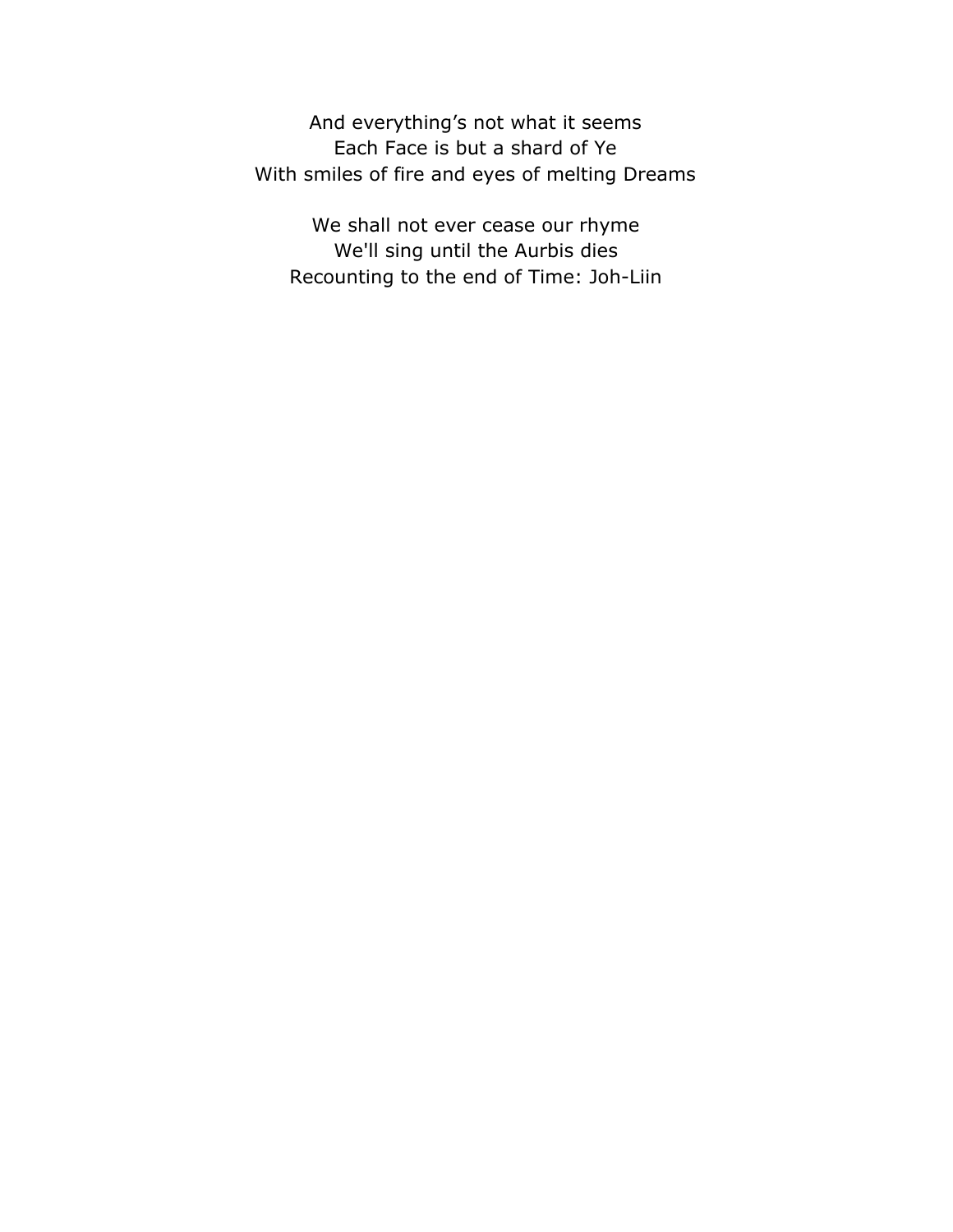And everything's not what it seems
Each Face is but a shard of Ye
With smiles of fire and eyes of melting Dreams

We shall not ever cease our rhyme
We'll sing until the Aurbis dies
Recounting to the end of Time: Joh-Liin